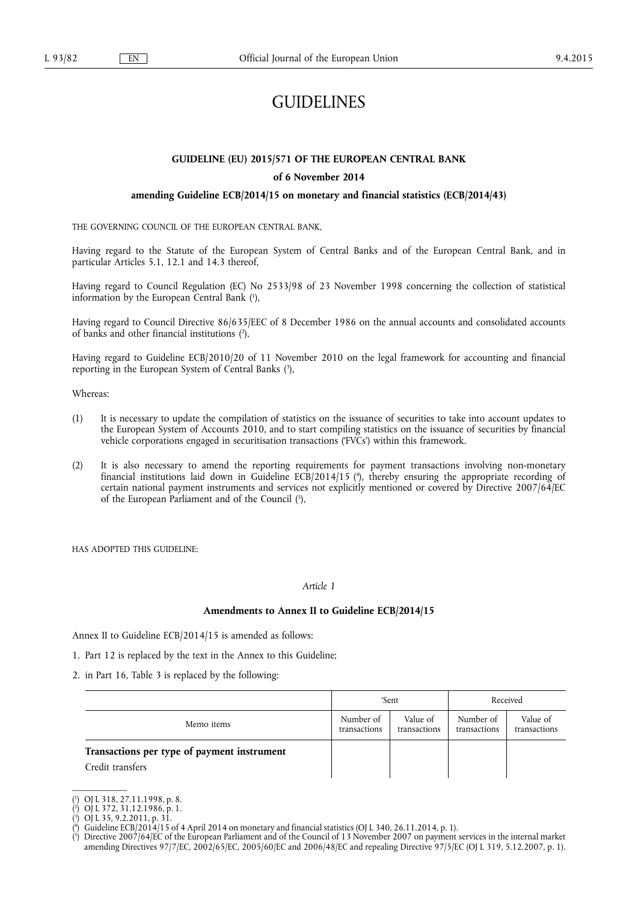# GUIDELINES

## GUIDELINE (EU) 2015/571 OF THE EUROPEAN CENTRAL BANK

### of 6 November 2014

### amending Guideline ECB/2014/15 on monetary and financial statistics (ECB/2014/43)

THE GOVERNING COUNCIL OF THE EUROPEAN CENTRAL BANK,

Having regard to the Statute of the European System of Central Banks and of the European Central Bank, and in particular Articles 5.1, 12.1 and 14.3 thereof,

Having regard to Council Regulation (EC) No 2533/98 of 23 November 1998 concerning the collection of statistical information by the European Central Bank ([1]),

Having regard to Council Directive 86/635/EEC of 8 December 1986 on the annual accounts and consolidated accounts of banks and other financial institutions ([2]),

Having regard to Guideline ECB/2010/20 of 11 November 2010 on the legal framework for accounting and financial reporting in the European System of Central Banks ([3]),

Whereas:

(1) It is necessary to update the compilation of statistics on the issuance of securities to take into account updates to the European System of Accounts 2010, and to start compiling statistics on the issuance of securities by financial vehicle corporations engaged in securitisation transactions ('FVCs') within this framework.

(2) It is also necessary to amend the reporting requirements for payment transactions involving non-monetary financial institutions laid down in Guideline ECB/2014/15 ([4]), thereby ensuring the appropriate recording of certain national payment instruments and services not explicitly mentioned or covered by Directive 2007/64/EC of the European Parliament and of the Council ([5]),

HAS ADOPTED THIS GUIDELINE:

*Article 1*

**Amendments to Annex II to Guideline ECB/2014/15**

Annex II to Guideline ECB/2014/15 is amended as follows:

1. Part 12 is replaced by the text in the Annex to this Guideline;
2. in Part 16, Table 3 is replaced by the following:

| | 'Sent | | Received | |
|---|---|---|---|---|
| Memo items | Number of transactions | Value of transactions | Number of transactions | Value of transactions |
| **Transactions per type of payment instrument** | | | | |
| Credit transfers | | | | |

([1]) OJ L 318, 27.11.1998, p. 8.

([2]) OJ L 372, 31.12.1986, p. 1.

([3]) OJ L 35, 9.2.2011, p. 31.

([4]) Guideline ECB/2014/15 of 4 April 2014 on monetary and financial statistics (OJ L 340, 26.11.2014, p. 1).

([5]) Directive 2007/64/EC of the European Parliament and of the Council of 13 November 2007 on payment services in the internal market amending Directives 97/7/EC, 2002/65/EC, 2005/60/EC and 2006/48/EC and repealing Directive 97/5/EC (OJ L 319, 5.12.2007, p. 1).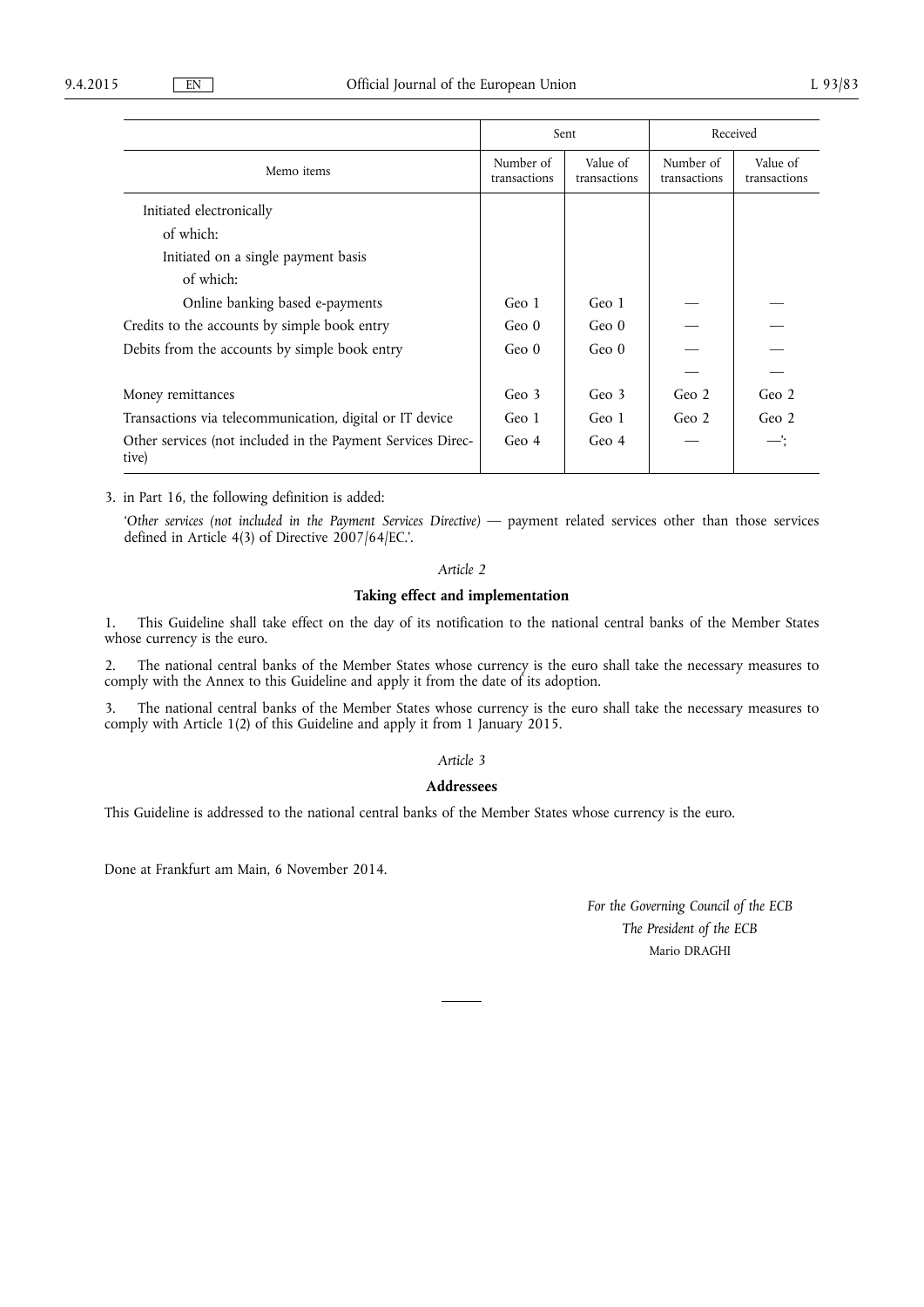| Memo items | Sent | | Received | |
|---|---|---|---|---|
| | Number of transactions | Value of transactions | Number of transactions | Value of transactions |
| Initiated electronically | | | | |
| of which: | | | | |
| Initiated on a single payment basis | | | | |
| of which: | | | | |
| Online banking based e-payments | Geo 1 | Geo 1 | — | — |
| Credits to the accounts by simple book entry | Geo 0 | Geo 0 | — | — |
| Debits from the accounts by simple book entry | Geo 0 | Geo 0 | — | — |
| | | | — | — |
| Money remittances | Geo 3 | Geo 3 | Geo 2 | Geo 2 |
| Transactions via telecommunication, digital or IT device | Geo 1 | Geo 1 | Geo 2 | Geo 2 |
| Other services (not included in the Payment Services Directive) | Geo 4 | Geo 4 | — | —'; |

3. in Part 16, the following definition is added:

'*Other services (not included in the Payment Services Directive)* — payment related services other than those services defined in Article 4(3) of Directive 2007/64/EC.'.

*Article 2*

**Taking effect and implementation**

1. This Guideline shall take effect on the day of its notification to the national central banks of the Member States whose currency is the euro.

2. The national central banks of the Member States whose currency is the euro shall take the necessary measures to comply with the Annex to this Guideline and apply it from the date of its adoption.

3. The national central banks of the Member States whose currency is the euro shall take the necessary measures to comply with Article 1(2) of this Guideline and apply it from 1 January 2015.

*Article 3*

**Addressees**

This Guideline is addressed to the national central banks of the Member States whose currency is the euro.

Done at Frankfurt am Main, 6 November 2014.

*For the Governing Council of the ECB*

*The President of the ECB*

Mario DRAGHI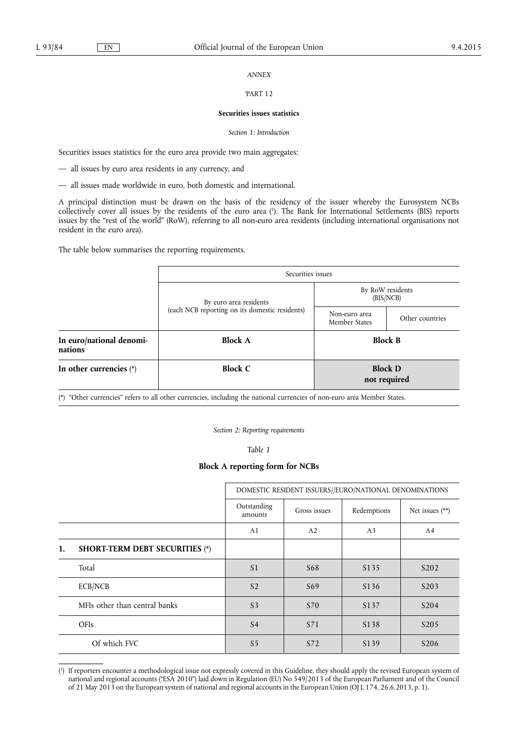*ANNEX*

'PART 12

**Securities issues statistics**

*Section 1: Introduction*

Securities issues statistics for the euro area provide two main aggregates:

— all issues by euro area residents in any currency, and

— all issues made worldwide in euro, both domestic and international.

A principal distinction must be drawn on the basis of the residency of the issuer whereby the Eurosystem NCBs collectively cover all issues by the residents of the euro area [1]. The Bank for International Settlements (BIS) reports issues by the "rest of the world" (RoW), referring to all non-euro area residents (including international organisations not resident in the euro area).

The table below summarises the reporting requirements.

| | Securities issues | | |
|---|---|---|---|
| | By euro area residents (each NCB reporting on its domestic residents) | By RoW residents (BIS/NCB) | |
| | | Non-euro area Member States | Other countries |
| **In euro/national denominations** | **Block A** | **Block B** | |
| **In other currencies** (*) | **Block C** | **Block D not required** | |

(*) "Other currencies" refers to all other currencies, including the national currencies of non-euro area Member States.

*Section 2: Reporting requirements*

*Table 1*

**Block A reporting form for NCBs**

| | DOMESTIC RESIDENT ISSUERS//EURO/NATIONAL DENOMINATIONS | | | |
|---|---|---|---|---|
| | Outstanding amounts | Gross issues | Redemptions | Net issues (**) |
| | A1 | A2 | A3 | A4 |
| **1. SHORT-TERM DEBT SECURITIES** (*) | | | | |
| Total | S1 | S68 | S135 | S202 |
| ECB/NCB | S2 | S69 | S136 | S203 |
| MFIs other than central banks | S3 | S70 | S137 | S204 |
| OFIs | S4 | S71 | S138 | S205 |
| Of which FVC | S5 | S72 | S139 | S206 |

[1] If reporters encounter a methodological issue not expressly covered in this Guideline, they should apply the revised European system of national and regional accounts ("ESA 2010") laid down in Regulation (EU) No 549/2013 of the European Parliament and of the Council of 21 May 2013 on the European system of national and regional accounts in the European Union (OJ L 174, 26.6.2013, p. 1).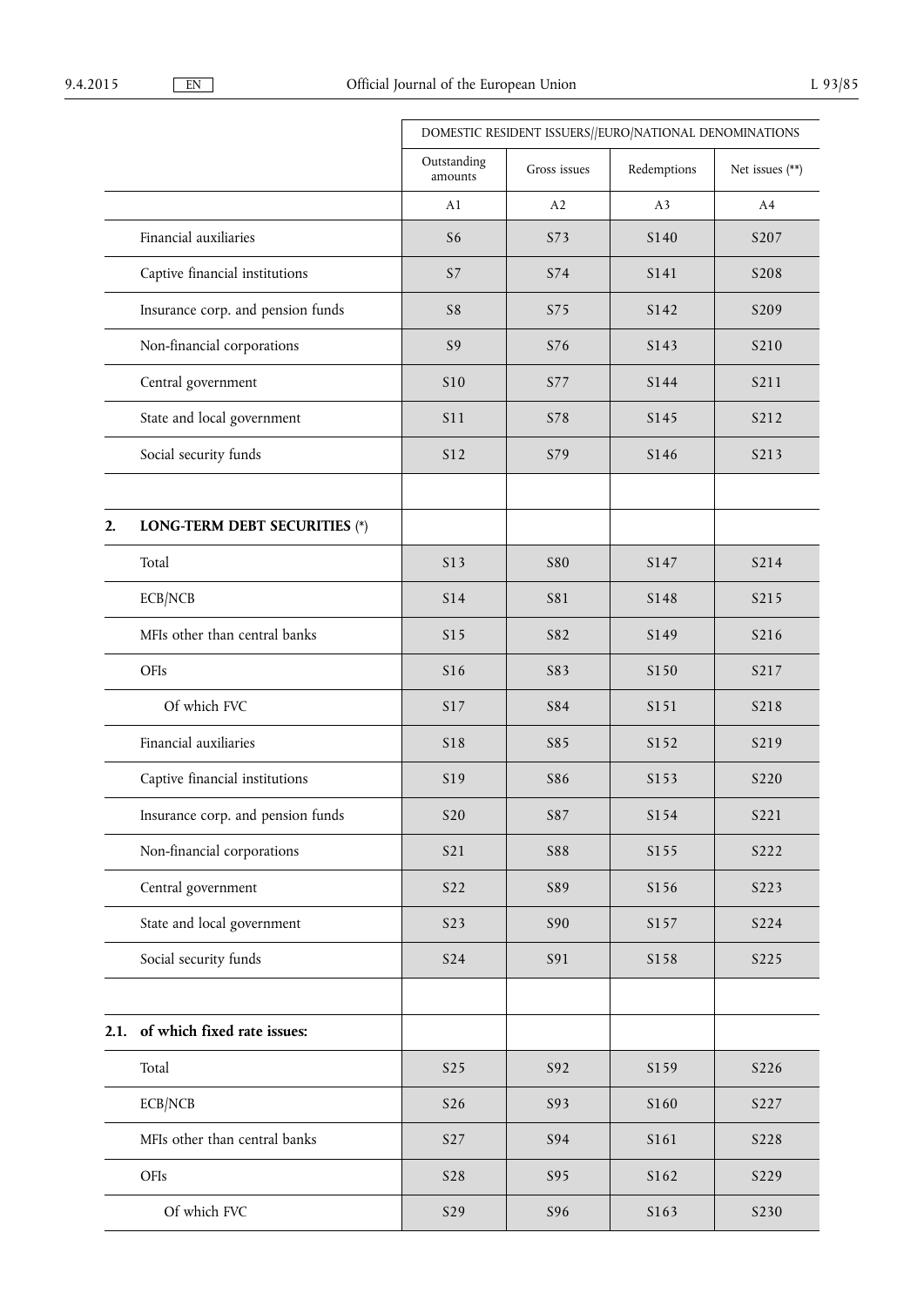| | | DOMESTIC RESIDENT ISSUERS//EURO/NATIONAL DENOMINATIONS | | | |
|---|---|---|---|---|---|
| | | Outstanding amounts | Gross issues | Redemptions | Net issues (**) |
| | | A1 | A2 | A3 | A4 |
| | Financial auxiliaries | S6 | S73 | S140 | S207 |
| | Captive financial institutions | S7 | S74 | S141 | S208 |
| | Insurance corp. and pension funds | S8 | S75 | S142 | S209 |
| | Non-financial corporations | S9 | S76 | S143 | S210 |
| | Central government | S10 | S77 | S144 | S211 |
| | State and local government | S11 | S78 | S145 | S212 |
| | Social security funds | S12 | S79 | S146 | S213 |
| | | | | | |
| **2.** | **LONG-TERM DEBT SECURITIES** (*) | | | | |
| | Total | S13 | S80 | S147 | S214 |
| | ECB/NCB | S14 | S81 | S148 | S215 |
| | MFIs other than central banks | S15 | S82 | S149 | S216 |
| | OFIs | S16 | S83 | S150 | S217 |
| | Of which FVC | S17 | S84 | S151 | S218 |
| | Financial auxiliaries | S18 | S85 | S152 | S219 |
| | Captive financial institutions | S19 | S86 | S153 | S220 |
| | Insurance corp. and pension funds | S20 | S87 | S154 | S221 |
| | Non-financial corporations | S21 | S88 | S155 | S222 |
| | Central government | S22 | S89 | S156 | S223 |
| | State and local government | S23 | S90 | S157 | S224 |
| | Social security funds | S24 | S91 | S158 | S225 |
| | | | | | |
| **2.1.** | **of which fixed rate issues:** | | | | |
| | Total | S25 | S92 | S159 | S226 |
| | ECB/NCB | S26 | S93 | S160 | S227 |
| | MFIs other than central banks | S27 | S94 | S161 | S228 |
| | OFIs | S28 | S95 | S162 | S229 |
| | Of which FVC | S29 | S96 | S163 | S230 |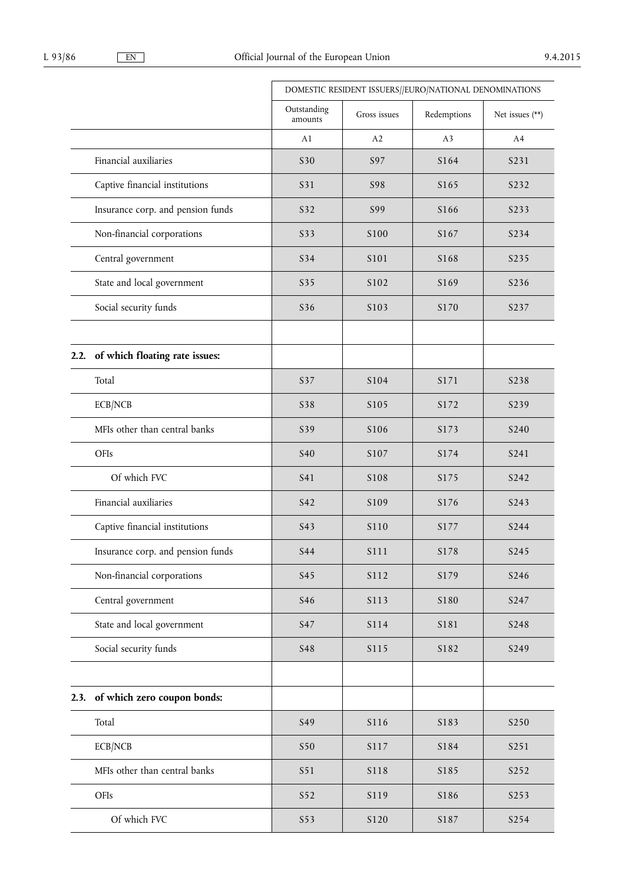| | DOMESTIC RESIDENT ISSUERS//EURO/NATIONAL DENOMINATIONS | | | |
|---|---|---|---|---|
| | Outstanding amounts | Gross issues | Redemptions | Net issues (**) |
| | A1 | A2 | A3 | A4 |
| Financial auxiliaries | S30 | S97 | S164 | S231 |
| Captive financial institutions | S31 | S98 | S165 | S232 |
| Insurance corp. and pension funds | S32 | S99 | S166 | S233 |
| Non-financial corporations | S33 | S100 | S167 | S234 |
| Central government | S34 | S101 | S168 | S235 |
| State and local government | S35 | S102 | S169 | S236 |
| Social security funds | S36 | S103 | S170 | S237 |
| | | | | |
| **2.2. of which floating rate issues:** | | | | |
| Total | S37 | S104 | S171 | S238 |
| ECB/NCB | S38 | S105 | S172 | S239 |
| MFIs other than central banks | S39 | S106 | S173 | S240 |
| OFIs | S40 | S107 | S174 | S241 |
| Of which FVC | S41 | S108 | S175 | S242 |
| Financial auxiliaries | S42 | S109 | S176 | S243 |
| Captive financial institutions | S43 | S110 | S177 | S244 |
| Insurance corp. and pension funds | S44 | S111 | S178 | S245 |
| Non-financial corporations | S45 | S112 | S179 | S246 |
| Central government | S46 | S113 | S180 | S247 |
| State and local government | S47 | S114 | S181 | S248 |
| Social security funds | S48 | S115 | S182 | S249 |
| | | | | |
| **2.3. of which zero coupon bonds:** | | | | |
| Total | S49 | S116 | S183 | S250 |
| ECB/NCB | S50 | S117 | S184 | S251 |
| MFIs other than central banks | S51 | S118 | S185 | S252 |
| OFIs | S52 | S119 | S186 | S253 |
| Of which FVC | S53 | S120 | S187 | S254 |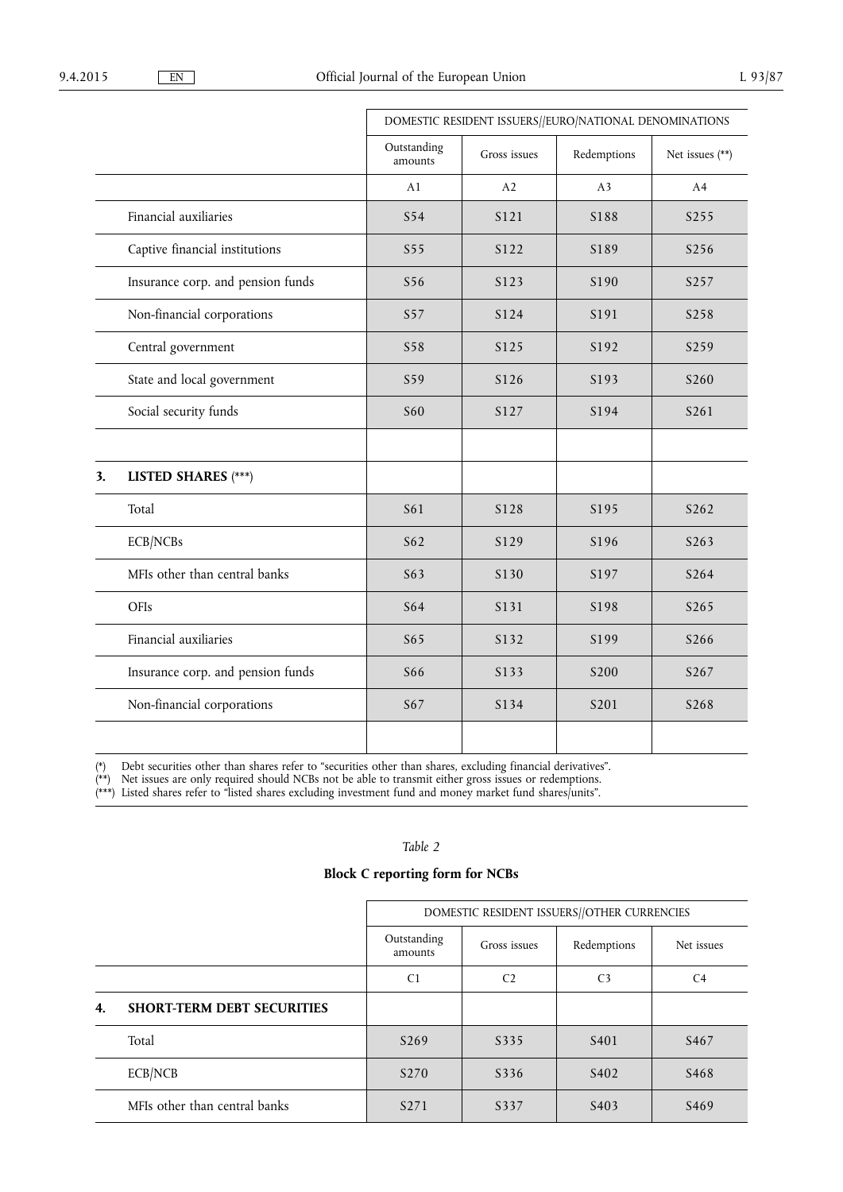| | | DOMESTIC RESIDENT ISSUERS//EURO/NATIONAL DENOMINATIONS | | | |
|---|---|---|---|---|---|
| | | Outstanding amounts | Gross issues | Redemptions | Net issues (**) |
| | | A1 | A2 | A3 | A4 |
| | Financial auxiliaries | S54 | S121 | S188 | S255 |
| | Captive financial institutions | S55 | S122 | S189 | S256 |
| | Insurance corp. and pension funds | S56 | S123 | S190 | S257 |
| | Non-financial corporations | S57 | S124 | S191 | S258 |
| | Central government | S58 | S125 | S192 | S259 |
| | State and local government | S59 | S126 | S193 | S260 |
| | Social security funds | S60 | S127 | S194 | S261 |
| | | | | | |
| 3. | **LISTED SHARES** (***) | | | | |
| | Total | S61 | S128 | S195 | S262 |
| | ECB/NCBs | S62 | S129 | S196 | S263 |
| | MFIs other than central banks | S63 | S130 | S197 | S264 |
| | OFIs | S64 | S131 | S198 | S265 |
| | Financial auxiliaries | S65 | S132 | S199 | S266 |
| | Insurance corp. and pension funds | S66 | S133 | S200 | S267 |
| | Non-financial corporations | S67 | S134 | S201 | S268 |
| | | | | | |

(*) Debt securities other than shares refer to "securities other than shares, excluding financial derivatives".
(**) Net issues are only required should NCBs not be able to transmit either gross issues or redemptions.
(***) Listed shares refer to "listed shares excluding investment fund and money market fund shares/units".

*Table 2*

**Block C reporting form for NCBs**

| | | DOMESTIC RESIDENT ISSUERS//OTHER CURRENCIES | | | |
|---|---|---|---|---|---|
| | | Outstanding amounts | Gross issues | Redemptions | Net issues |
| | | C1 | C2 | C3 | C4 |
| 4. | **SHORT-TERM DEBT SECURITIES** | | | | |
| | Total | S269 | S335 | S401 | S467 |
| | ECB/NCB | S270 | S336 | S402 | S468 |
| | MFIs other than central banks | S271 | S337 | S403 | S469 |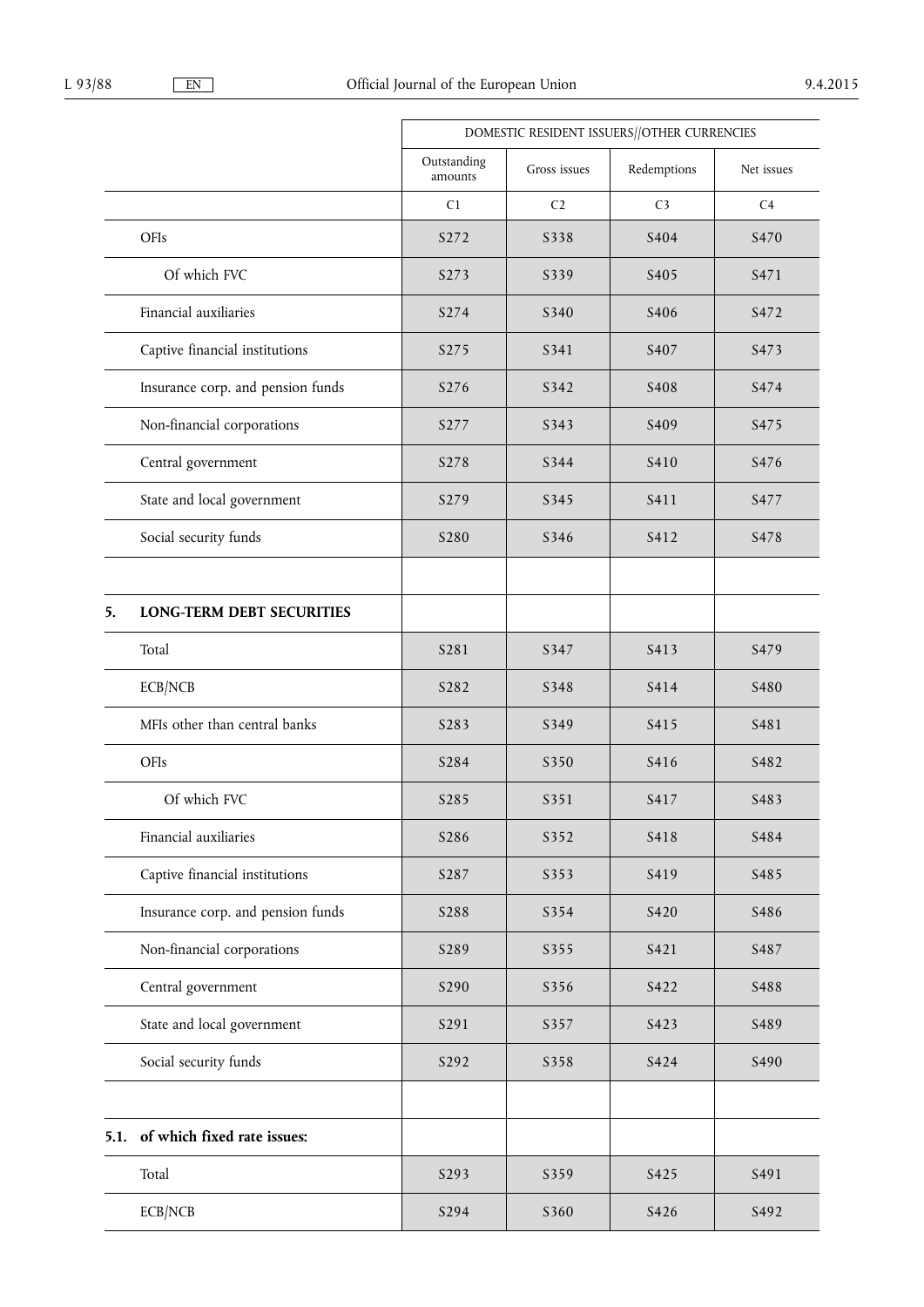| | DOMESTIC RESIDENT ISSUERS//OTHER CURRENCIES | | | |
|---|---|---|---|---|
| | Outstanding amounts | Gross issues | Redemptions | Net issues |
| | C1 | C2 | C3 | C4 |
| OFIs | S272 | S338 | S404 | S470 |
| Of which FVC | S273 | S339 | S405 | S471 |
| Financial auxiliaries | S274 | S340 | S406 | S472 |
| Captive financial institutions | S275 | S341 | S407 | S473 |
| Insurance corp. and pension funds | S276 | S342 | S408 | S474 |
| Non-financial corporations | S277 | S343 | S409 | S475 |
| Central government | S278 | S344 | S410 | S476 |
| State and local government | S279 | S345 | S411 | S477 |
| Social security funds | S280 | S346 | S412 | S478 |
| | | | | |
| **5. LONG-TERM DEBT SECURITIES** | | | | |
| Total | S281 | S347 | S413 | S479 |
| ECB/NCB | S282 | S348 | S414 | S480 |
| MFIs other than central banks | S283 | S349 | S415 | S481 |
| OFIs | S284 | S350 | S416 | S482 |
| Of which FVC | S285 | S351 | S417 | S483 |
| Financial auxiliaries | S286 | S352 | S418 | S484 |
| Captive financial institutions | S287 | S353 | S419 | S485 |
| Insurance corp. and pension funds | S288 | S354 | S420 | S486 |
| Non-financial corporations | S289 | S355 | S421 | S487 |
| Central government | S290 | S356 | S422 | S488 |
| State and local government | S291 | S357 | S423 | S489 |
| Social security funds | S292 | S358 | S424 | S490 |
| | | | | |
| **5.1. of which fixed rate issues:** | | | | |
| Total | S293 | S359 | S425 | S491 |
| ECB/NCB | S294 | S360 | S426 | S492 |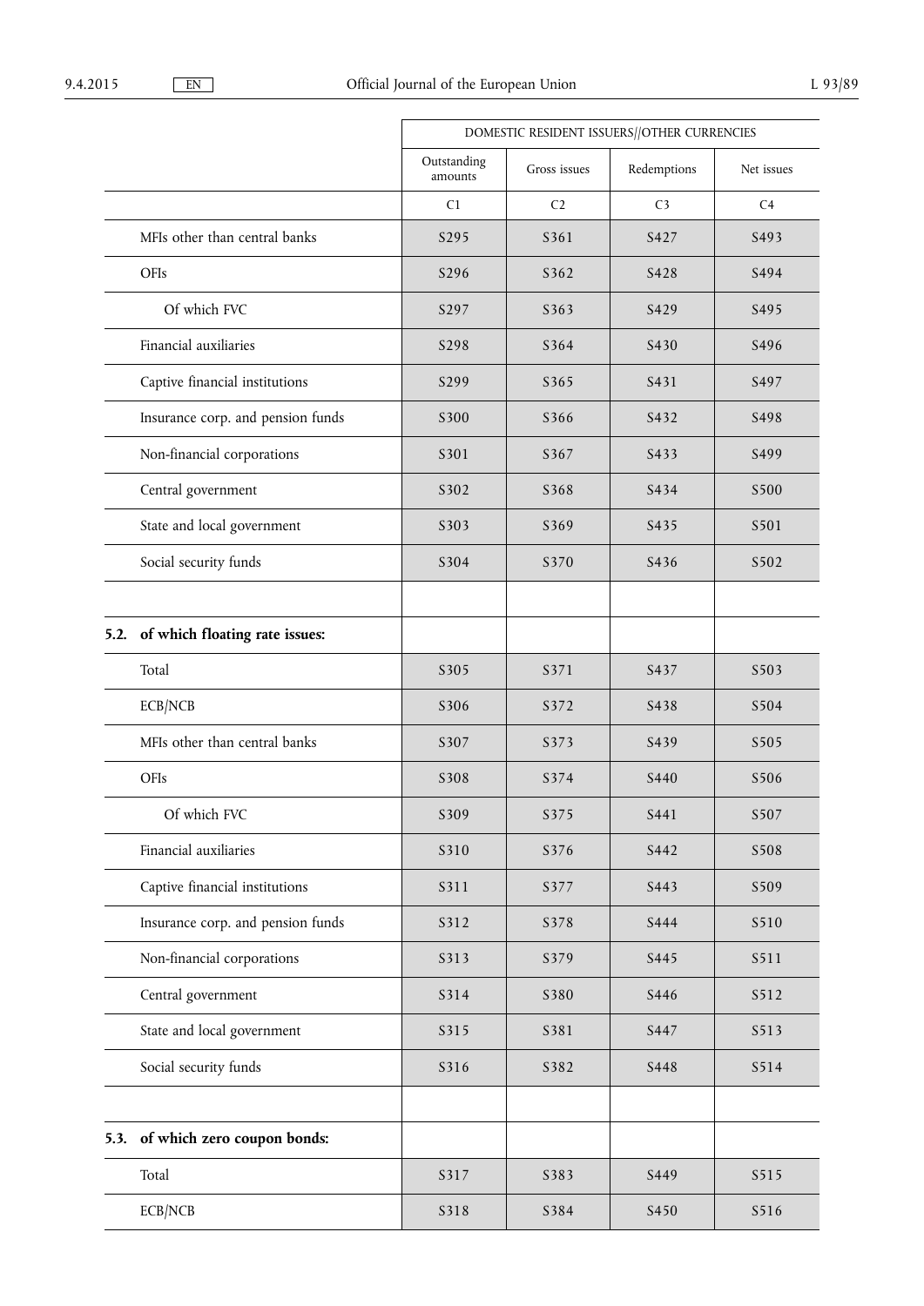| | DOMESTIC RESIDENT ISSUERS//OTHER CURRENCIES | | | |
|---|---|---|---|---|
| | Outstanding amounts | Gross issues | Redemptions | Net issues |
| | C1 | C2 | C3 | C4 |
| MFIs other than central banks | S295 | S361 | S427 | S493 |
| OFIs | S296 | S362 | S428 | S494 |
| Of which FVC | S297 | S363 | S429 | S495 |
| Financial auxiliaries | S298 | S364 | S430 | S496 |
| Captive financial institutions | S299 | S365 | S431 | S497 |
| Insurance corp. and pension funds | S300 | S366 | S432 | S498 |
| Non-financial corporations | S301 | S367 | S433 | S499 |
| Central government | S302 | S368 | S434 | S500 |
| State and local government | S303 | S369 | S435 | S501 |
| Social security funds | S304 | S370 | S436 | S502 |
| | | | | |
| **5.2. of which floating rate issues:** | | | | |
| Total | S305 | S371 | S437 | S503 |
| ECB/NCB | S306 | S372 | S438 | S504 |
| MFIs other than central banks | S307 | S373 | S439 | S505 |
| OFIs | S308 | S374 | S440 | S506 |
| Of which FVC | S309 | S375 | S441 | S507 |
| Financial auxiliaries | S310 | S376 | S442 | S508 |
| Captive financial institutions | S311 | S377 | S443 | S509 |
| Insurance corp. and pension funds | S312 | S378 | S444 | S510 |
| Non-financial corporations | S313 | S379 | S445 | S511 |
| Central government | S314 | S380 | S446 | S512 |
| State and local government | S315 | S381 | S447 | S513 |
| Social security funds | S316 | S382 | S448 | S514 |
| | | | | |
| **5.3. of which zero coupon bonds:** | | | | |
| Total | S317 | S383 | S449 | S515 |
| ECB/NCB | S318 | S384 | S450 | S516 |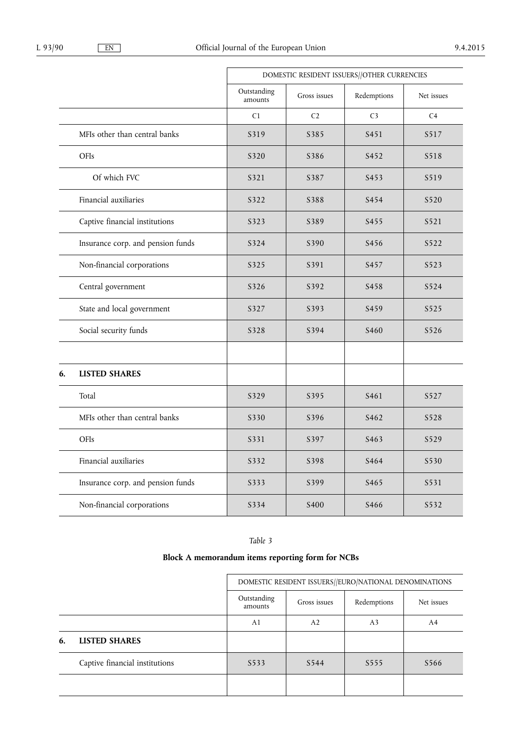| | DOMESTIC RESIDENT ISSUERS//OTHER CURRENCIES | | | |
|---|---|---|---|---|
| | Outstanding amounts | Gross issues | Redemptions | Net issues |
| | C1 | C2 | C3 | C4 |
| MFIs other than central banks | S319 | S385 | S451 | S517 |
| OFIs | S320 | S386 | S452 | S518 |
| Of which FVC | S321 | S387 | S453 | S519 |
| Financial auxiliaries | S322 | S388 | S454 | S520 |
| Captive financial institutions | S323 | S389 | S455 | S521 |
| Insurance corp. and pension funds | S324 | S390 | S456 | S522 |
| Non-financial corporations | S325 | S391 | S457 | S523 |
| Central government | S326 | S392 | S458 | S524 |
| State and local government | S327 | S393 | S459 | S525 |
| Social security funds | S328 | S394 | S460 | S526 |
| | | | | |
| **6. LISTED SHARES** | | | | |
| Total | S329 | S395 | S461 | S527 |
| MFIs other than central banks | S330 | S396 | S462 | S528 |
| OFIs | S331 | S397 | S463 | S529 |
| Financial auxiliaries | S332 | S398 | S464 | S530 |
| Insurance corp. and pension funds | S333 | S399 | S465 | S531 |
| Non-financial corporations | S334 | S400 | S466 | S532 |

*Table 3*

**Block A memorandum items reporting form for NCBs**

| | DOMESTIC RESIDENT ISSUERS//EURO/NATIONAL DENOMINATIONS | | | |
|---|---|---|---|---|
| | Outstanding amounts | Gross issues | Redemptions | Net issues |
| | A1 | A2 | A3 | A4 |
| **6. LISTED SHARES** | | | | |
| Captive financial institutions | S533 | S544 | S555 | S566 |
| | | | | |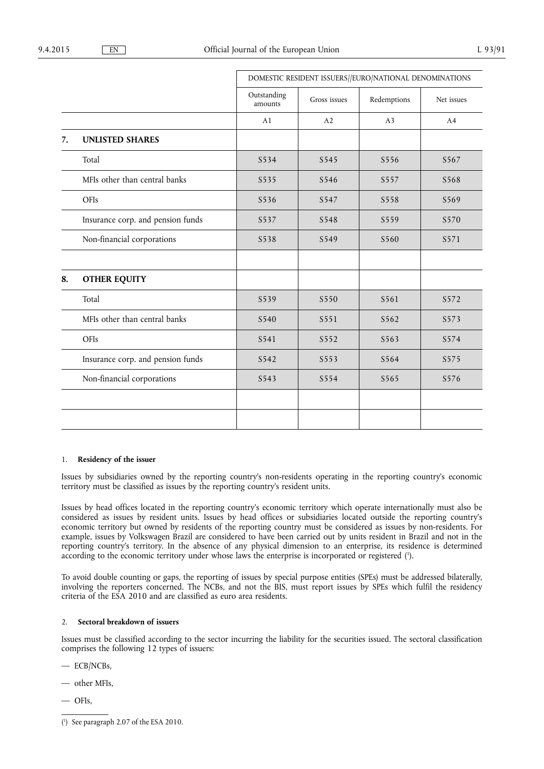| | DOMESTIC RESIDENT ISSUERS//EURO/NATIONAL DENOMINATIONS | | | |
|---|---|---|---|---|
| | Outstanding amounts | Gross issues | Redemptions | Net issues |
| | A1 | A2 | A3 | A4 |
| **7. UNLISTED SHARES** | | | | |
| Total | S534 | S545 | S556 | S567 |
| MFIs other than central banks | S535 | S546 | S557 | S568 |
| OFIs | S536 | S547 | S558 | S569 |
| Insurance corp. and pension funds | S537 | S548 | S559 | S570 |
| Non-financial corporations | S538 | S549 | S560 | S571 |
| | | | | |
| **8. OTHER EQUITY** | | | | |
| Total | S539 | S550 | S561 | S572 |
| MFIs other than central banks | S540 | S551 | S562 | S573 |
| OFIs | S541 | S552 | S563 | S574 |
| Insurance corp. and pension funds | S542 | S553 | S564 | S575 |
| Non-financial corporations | S543 | S554 | S565 | S576 |
| | | | | |
| | | | | |

1. **Residency of the issuer**

Issues by subsidiaries owned by the reporting country's non-residents operating in the reporting country's economic territory must be classified as issues by the reporting country's resident units.

Issues by head offices located in the reporting country's economic territory which operate internationally must also be considered as issues by resident units. Issues by head offices or subsidiaries located outside the reporting country's economic territory but owned by residents of the reporting country must be considered as issues by non-residents. For example, issues by Volkswagen Brazil are considered to have been carried out by units resident in Brazil and not in the reporting country's territory. In the absence of any physical dimension to an enterprise, its residence is determined according to the economic territory under whose laws the enterprise is incorporated or registered [1].

To avoid double counting or gaps, the reporting of issues by special purpose entities (SPEs) must be addressed bilaterally, involving the reporters concerned. The NCBs, and not the BIS, must report issues by SPEs which fulfil the residency criteria of the ESA 2010 and are classified as euro area residents.

2. **Sectoral breakdown of issuers**

Issues must be classified according to the sector incurring the liability for the securities issued. The sectoral classification comprises the following 12 types of issuers:

— ECB/NCBs,

— other MFIs,

— OFIs,

[1] See paragraph 2.07 of the ESA 2010.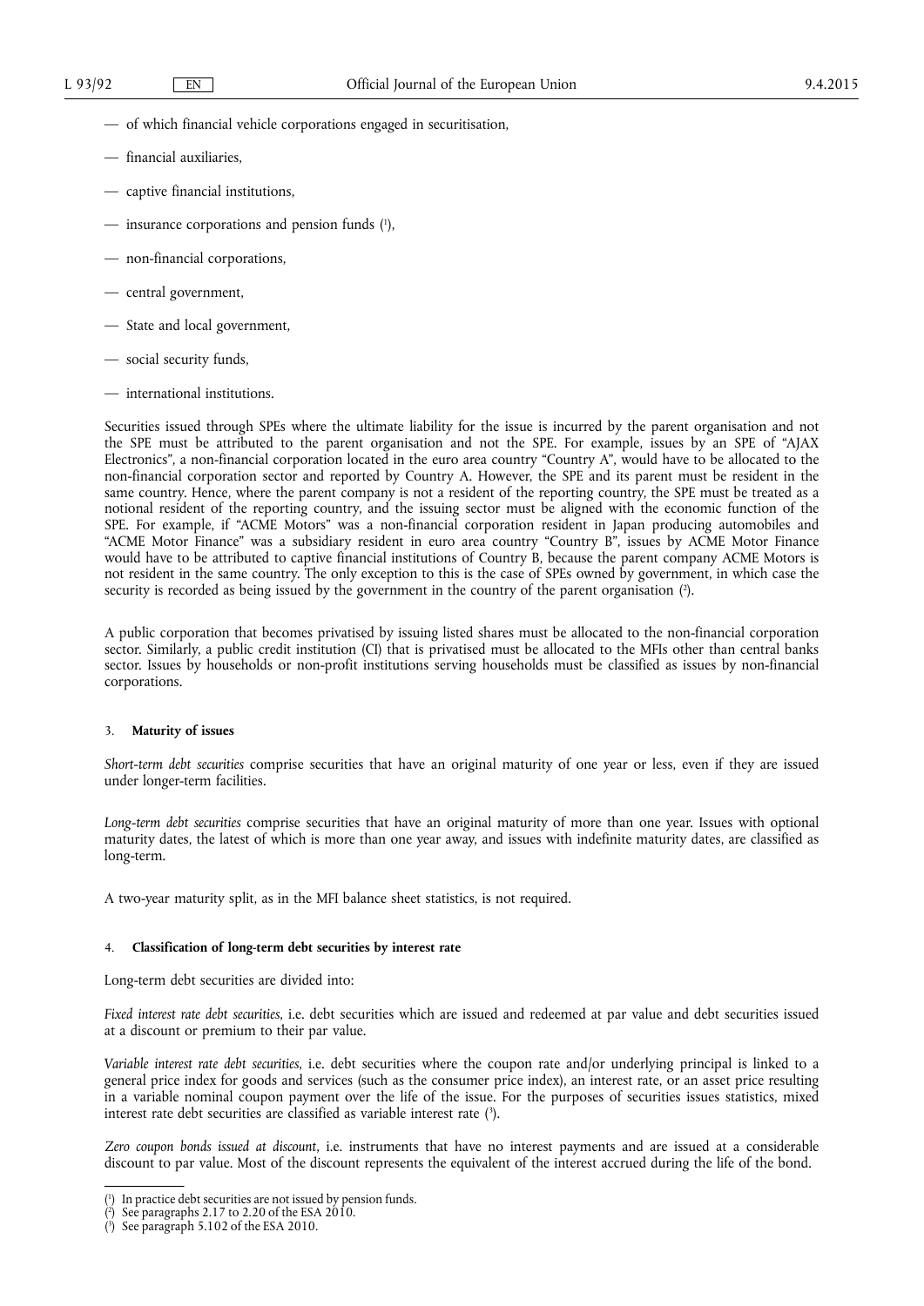- of which financial vehicle corporations engaged in securitisation,
- financial auxiliaries,
- captive financial institutions,
- insurance corporations and pension funds [1],
- non-financial corporations,
- central government,
- State and local government,
- social security funds,
- international institutions.

Securities issued through SPEs where the ultimate liability for the issue is incurred by the parent organisation and not the SPE must be attributed to the parent organisation and not the SPE. For example, issues by an SPE of "AJAX Electronics", a non-financial corporation located in the euro area country "Country A", would have to be allocated to the non-financial corporation sector and reported by Country A. However, the SPE and its parent must be resident in the same country. Hence, where the parent company is not a resident of the reporting country, the SPE must be treated as a notional resident of the reporting country, and the issuing sector must be aligned with the economic function of the SPE. For example, if "ACME Motors" was a non-financial corporation resident in Japan producing automobiles and "ACME Motor Finance" was a subsidiary resident in euro area country "Country B", issues by ACME Motor Finance would have to be attributed to captive financial institutions of Country B, because the parent company ACME Motors is not resident in the same country. The only exception to this is the case of SPEs owned by government, in which case the security is recorded as being issued by the government in the country of the parent organisation [2].

A public corporation that becomes privatised by issuing listed shares must be allocated to the non-financial corporation sector. Similarly, a public credit institution (CI) that is privatised must be allocated to the MFIs other than central banks sector. Issues by households or non-profit institutions serving households must be classified as issues by non-financial corporations.

### 3. **Maturity of issues**

*Short-term debt securities* comprise securities that have an original maturity of one year or less, even if they are issued under longer-term facilities.

*Long-term debt securities* comprise securities that have an original maturity of more than one year. Issues with optional maturity dates, the latest of which is more than one year away, and issues with indefinite maturity dates, are classified as long-term.

A two-year maturity split, as in the MFI balance sheet statistics, is not required.

### 4. **Classification of long-term debt securities by interest rate**

Long-term debt securities are divided into:

*Fixed interest rate debt securities*, i.e. debt securities which are issued and redeemed at par value and debt securities issued at a discount or premium to their par value.

*Variable interest rate debt securities*, i.e. debt securities where the coupon rate and/or underlying principal is linked to a general price index for goods and services (such as the consumer price index), an interest rate, or an asset price resulting in a variable nominal coupon payment over the life of the issue. For the purposes of securities issues statistics, mixed interest rate debt securities are classified as variable interest rate [3].

*Zero coupon bonds issued at discount*, i.e. instruments that have no interest payments and are issued at a considerable discount to par value. Most of the discount represents the equivalent of the interest accrued during the life of the bond.

---

[1] In practice debt securities are not issued by pension funds.

[2] See paragraphs 2.17 to 2.20 of the ESA 2010.

[3] See paragraph 5.102 of the ESA 2010.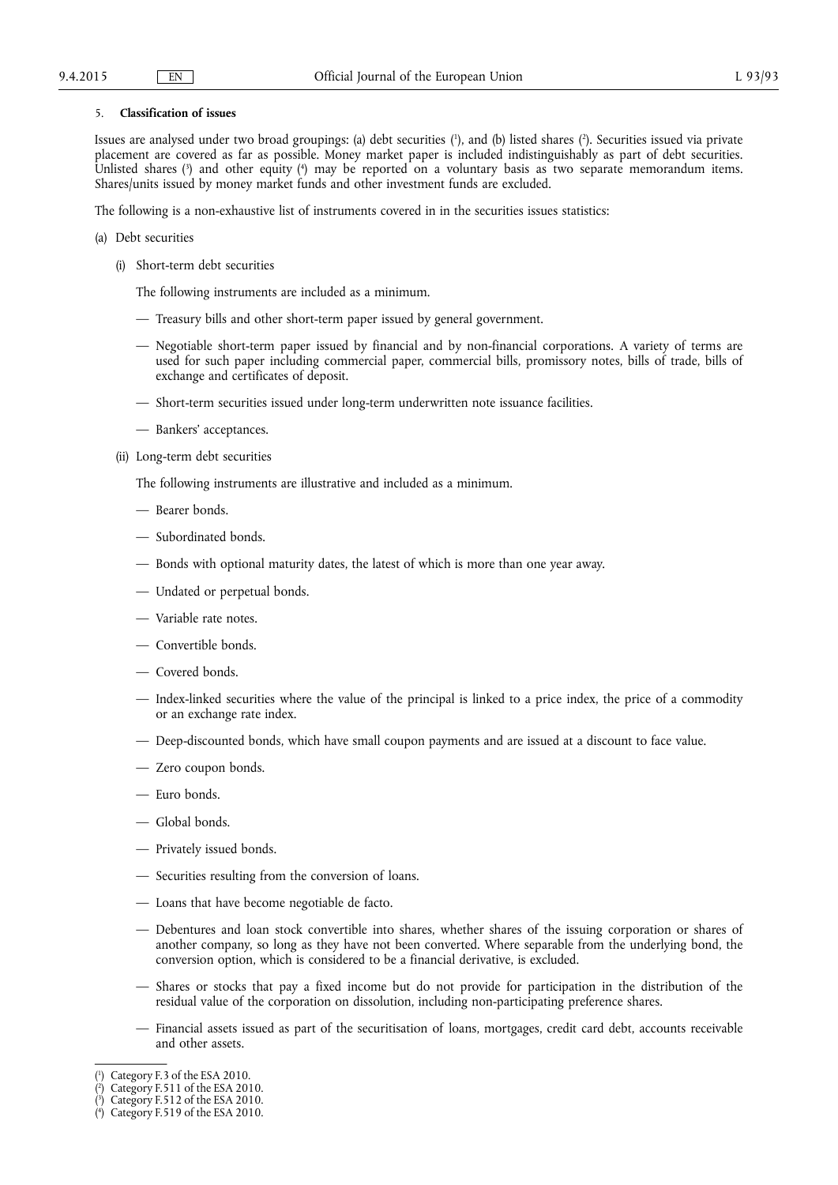5. **Classification of issues**

Issues are analysed under two broad groupings: (a) debt securities [1], and (b) listed shares [2]. Securities issued via private placement are covered as far as possible. Money market paper is included indistinguishably as part of debt securities. Unlisted shares [3] and other equity [4] may be reported on a voluntary basis as two separate memorandum items. Shares/units issued by money market funds and other investment funds are excluded.

The following is a non-exhaustive list of instruments covered in in the securities issues statistics:

(a) Debt securities

(i) Short-term debt securities

The following instruments are included as a minimum.

— Treasury bills and other short-term paper issued by general government.

— Negotiable short-term paper issued by financial and by non-financial corporations. A variety of terms are used for such paper including commercial paper, commercial bills, promissory notes, bills of trade, bills of exchange and certificates of deposit.

— Short-term securities issued under long-term underwritten note issuance facilities.

— Bankers' acceptances.

(ii) Long-term debt securities

The following instruments are illustrative and included as a minimum.

— Bearer bonds.

— Subordinated bonds.

— Bonds with optional maturity dates, the latest of which is more than one year away.

— Undated or perpetual bonds.

— Variable rate notes.

— Convertible bonds.

— Covered bonds.

— Index-linked securities where the value of the principal is linked to a price index, the price of a commodity or an exchange rate index.

— Deep-discounted bonds, which have small coupon payments and are issued at a discount to face value.

— Zero coupon bonds.

— Euro bonds.

— Global bonds.

— Privately issued bonds.

— Securities resulting from the conversion of loans.

— Loans that have become negotiable de facto.

— Debentures and loan stock convertible into shares, whether shares of the issuing corporation or shares of another company, so long as they have not been converted. Where separable from the underlying bond, the conversion option, which is considered to be a financial derivative, is excluded.

— Shares or stocks that pay a fixed income but do not provide for participation in the distribution of the residual value of the corporation on dissolution, including non-participating preference shares.

— Financial assets issued as part of the securitisation of loans, mortgages, credit card debt, accounts receivable and other assets.

---

[1] Category F.3 of the ESA 2010.

[2] Category F.511 of the ESA 2010.

[3] Category F.512 of the ESA 2010.

[4] Category F.519 of the ESA 2010.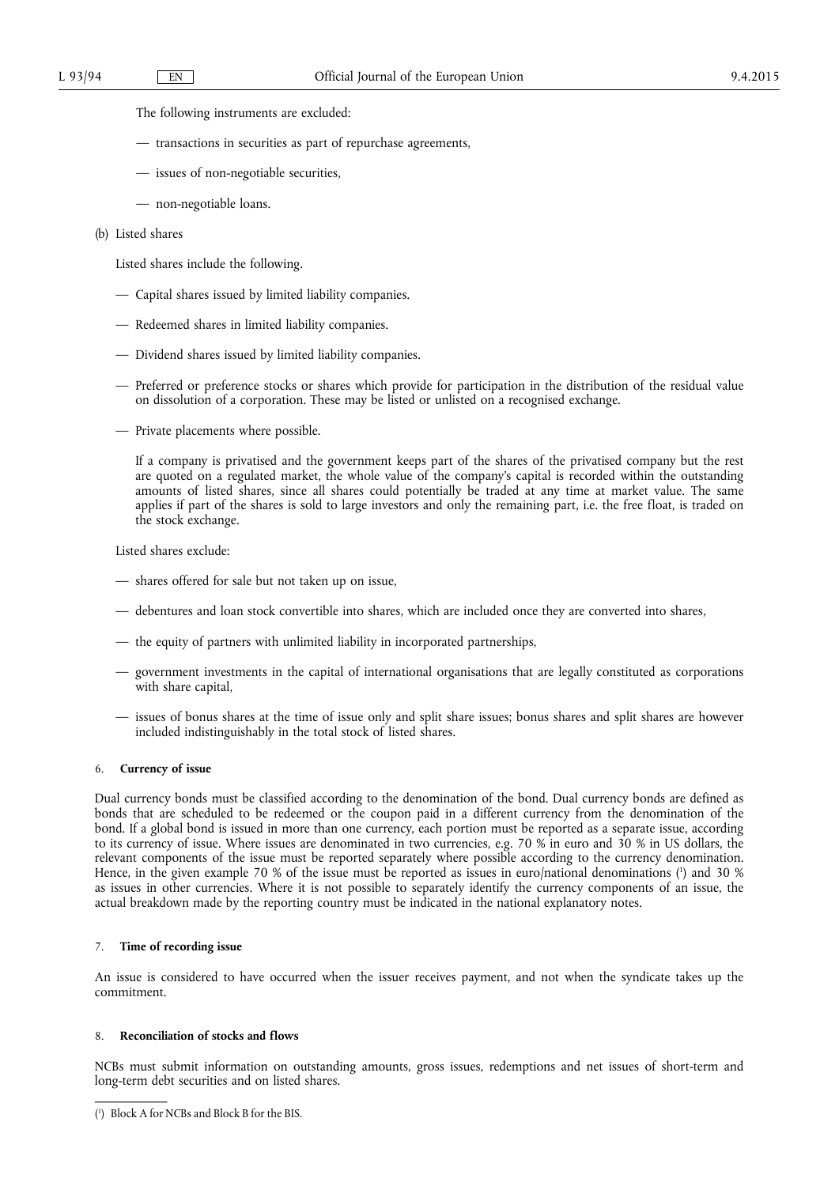The following instruments are excluded:

— transactions in securities as part of repurchase agreements,

— issues of non-negotiable securities,

— non-negotiable loans.

(b) Listed shares

Listed shares include the following.

— Capital shares issued by limited liability companies.

— Redeemed shares in limited liability companies.

— Dividend shares issued by limited liability companies.

— Preferred or preference stocks or shares which provide for participation in the distribution of the residual value on dissolution of a corporation. These may be listed or unlisted on a recognised exchange.

— Private placements where possible.

If a company is privatised and the government keeps part of the shares of the privatised company but the rest are quoted on a regulated market, the whole value of the company's capital is recorded within the outstanding amounts of listed shares, since all shares could potentially be traded at any time at market value. The same applies if part of the shares is sold to large investors and only the remaining part, i.e. the free float, is traded on the stock exchange.

Listed shares exclude:

— shares offered for sale but not taken up on issue,

— debentures and loan stock convertible into shares, which are included once they are converted into shares,

— the equity of partners with unlimited liability in incorporated partnerships,

— government investments in the capital of international organisations that are legally constituted as corporations with share capital,

— issues of bonus shares at the time of issue only and split share issues; bonus shares and split shares are however included indistinguishably in the total stock of listed shares.

## 6. **Currency of issue**

Dual currency bonds must be classified according to the denomination of the bond. Dual currency bonds are defined as bonds that are scheduled to be redeemed or the coupon paid in a different currency from the denomination of the bond. If a global bond is issued in more than one currency, each portion must be reported as a separate issue, according to its currency of issue. Where issues are denominated in two currencies, e.g. 70 % in euro and 30 % in US dollars, the relevant components of the issue must be reported separately where possible according to the currency denomination. Hence, in the given example 70 % of the issue must be reported as issues in euro/national denominations [1] and 30 % as issues in other currencies. Where it is not possible to separately identify the currency components of an issue, the actual breakdown made by the reporting country must be indicated in the national explanatory notes.

## 7. **Time of recording issue**

An issue is considered to have occurred when the issuer receives payment, and not when the syndicate takes up the commitment.

## 8. **Reconciliation of stocks and flows**

NCBs must submit information on outstanding amounts, gross issues, redemptions and net issues of short-term and long-term debt securities and on listed shares.

---

[1] Block A for NCBs and Block B for the BIS.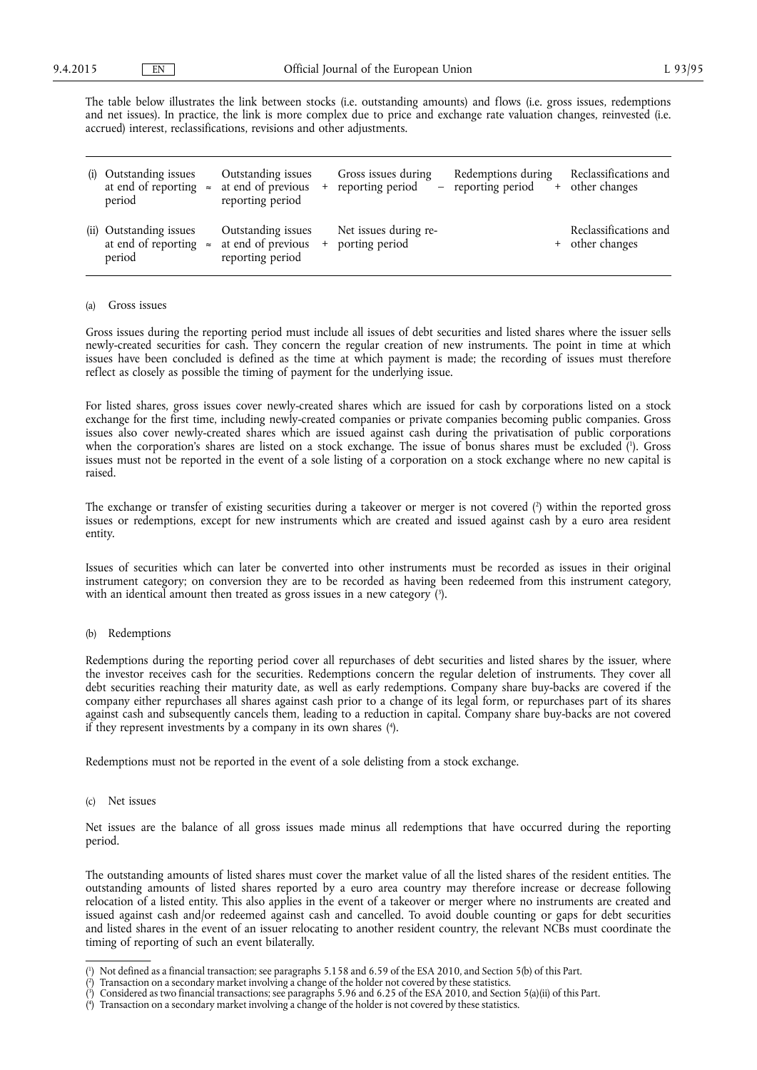The table below illustrates the link between stocks (i.e. outstanding amounts) and flows (i.e. gross issues, redemptions and net issues). In practice, the link is more complex due to price and exchange rate valuation changes, reinvested (i.e. accrued) interest, reclassifications, revisions and other adjustments.

| | | | | | | | | |
|---|---|---|---|---|---|---|---|---|
| (i) Outstanding issues at end of reporting period | ≈ | Outstanding issues at end of previous reporting period | + | Gross issues during reporting period | – | Redemptions during reporting period | + | Reclassifications and other changes |
| (ii) Outstanding issues at end of reporting period | ≈ | Outstanding issues at end of previous reporting period | + | Net issues during reporting period | | | + | Reclassifications and other changes |

(a) Gross issues

Gross issues during the reporting period must include all issues of debt securities and listed shares where the issuer sells newly-created securities for cash. They concern the regular creation of new instruments. The point in time at which issues have been concluded is defined as the time at which payment is made; the recording of issues must therefore reflect as closely as possible the timing of payment for the underlying issue.

For listed shares, gross issues cover newly-created shares which are issued for cash by corporations listed on a stock exchange for the first time, including newly-created companies or private companies becoming public companies. Gross issues also cover newly-created shares which are issued against cash during the privatisation of public corporations when the corporation's shares are listed on a stock exchange. The issue of bonus shares must be excluded [1]. Gross issues must not be reported in the event of a sole listing of a corporation on a stock exchange where no new capital is raised.

The exchange or transfer of existing securities during a takeover or merger is not covered [2] within the reported gross issues or redemptions, except for new instruments which are created and issued against cash by a euro area resident entity.

Issues of securities which can later be converted into other instruments must be recorded as issues in their original instrument category; on conversion they are to be recorded as having been redeemed from this instrument category, with an identical amount then treated as gross issues in a new category [3].

(b) Redemptions

Redemptions during the reporting period cover all repurchases of debt securities and listed shares by the issuer, where the investor receives cash for the securities. Redemptions concern the regular deletion of instruments. They cover all debt securities reaching their maturity date, as well as early redemptions. Company share buy-backs are covered if the company either repurchases all shares against cash prior to a change of its legal form, or repurchases part of its shares against cash and subsequently cancels them, leading to a reduction in capital. Company share buy-backs are not covered if they represent investments by a company in its own shares [4].

Redemptions must not be reported in the event of a sole delisting from a stock exchange.

(c) Net issues

Net issues are the balance of all gross issues made minus all redemptions that have occurred during the reporting period.

The outstanding amounts of listed shares must cover the market value of all the listed shares of the resident entities. The outstanding amounts of listed shares reported by a euro area country may therefore increase or decrease following relocation of a listed entity. This also applies in the event of a takeover or merger where no instruments are created and issued against cash and/or redeemed against cash and cancelled. To avoid double counting or gaps for debt securities and listed shares in the event of an issuer relocating to another resident country, the relevant NCBs must coordinate the timing of reporting of such an event bilaterally.

---

[1] Not defined as a financial transaction; see paragraphs 5.158 and 6.59 of the ESA 2010, and Section 5(b) of this Part.

[2] Transaction on a secondary market involving a change of the holder not covered by these statistics.

[3] Considered as two financial transactions; see paragraphs 5.96 and 6.25 of the ESA 2010, and Section 5(a)(ii) of this Part.

[4] Transaction on a secondary market involving a change of the holder is not covered by these statistics.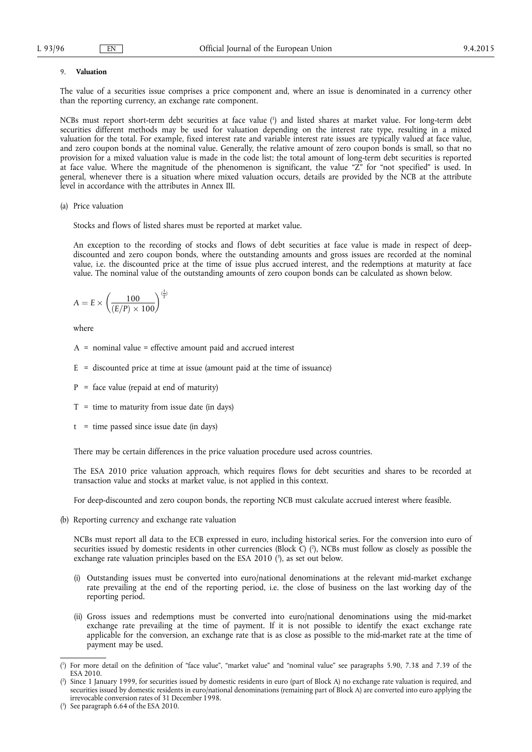9. **Valuation**

The value of a securities issue comprises a price component and, where an issue is denominated in a currency other than the reporting currency, an exchange rate component.

NCBs must report short-term debt securities at face value [1] and listed shares at market value. For long-term debt securities different methods may be used for valuation depending on the interest rate type, resulting in a mixed valuation for the total. For example, fixed interest rate and variable interest rate issues are typically valued at face value, and zero coupon bonds at the nominal value. Generally, the relative amount of zero coupon bonds is small, so that no provision for a mixed valuation value is made in the code list; the total amount of long-term debt securities is reported at face value. Where the magnitude of the phenomenon is significant, the value "Z" for "not specified" is used. In general, whenever there is a situation where mixed valuation occurs, details are provided by the NCB at the attribute level in accordance with the attributes in Annex III.

(a) Price valuation

Stocks and flows of listed shares must be reported at market value.

An exception to the recording of stocks and flows of debt securities at face value is made in respect of deep-discounted and zero coupon bonds, where the outstanding amounts and gross issues are recorded at the nominal value, i.e. the discounted price at the time of issue plus accrued interest, and the redemptions at maturity at face value. The nominal value of the outstanding amounts of zero coupon bonds can be calculated as shown below.

$$A = E \times \left(\frac{100}{(E/P) \times 100}\right)^{\left(\frac{t}{T}\right)}$$

where

A = nominal value = effective amount paid and accrued interest

E = discounted price at time at issue (amount paid at the time of issuance)

P = face value (repaid at end of maturity)

T = time to maturity from issue date (in days)

t = time passed since issue date (in days)

There may be certain differences in the price valuation procedure used across countries.

The ESA 2010 price valuation approach, which requires flows for debt securities and shares to be recorded at transaction value and stocks at market value, is not applied in this context.

For deep-discounted and zero coupon bonds, the reporting NCB must calculate accrued interest where feasible.

(b) Reporting currency and exchange rate valuation

NCBs must report all data to the ECB expressed in euro, including historical series. For the conversion into euro of securities issued by domestic residents in other currencies (Block C) [2], NCBs must follow as closely as possible the exchange rate valuation principles based on the ESA 2010 [3], as set out below.

(i) Outstanding issues must be converted into euro/national denominations at the relevant mid-market exchange rate prevailing at the end of the reporting period, i.e. the close of business on the last working day of the reporting period.

(ii) Gross issues and redemptions must be converted into euro/national denominations using the mid-market exchange rate prevailing at the time of payment. If it is not possible to identify the exact exchange rate applicable for the conversion, an exchange rate that is as close as possible to the mid-market rate at the time of payment may be used.

---

[1] For more detail on the definition of "face value", "market value" and "nominal value" see paragraphs 5.90, 7.38 and 7.39 of the ESA 2010.

[2] Since 1 January 1999, for securities issued by domestic residents in euro (part of Block A) no exchange rate valuation is required, and securities issued by domestic residents in euro/national denominations (remaining part of Block A) are converted into euro applying the irrevocable conversion rates of 31 December 1998.

[3] See paragraph 6.64 of the ESA 2010.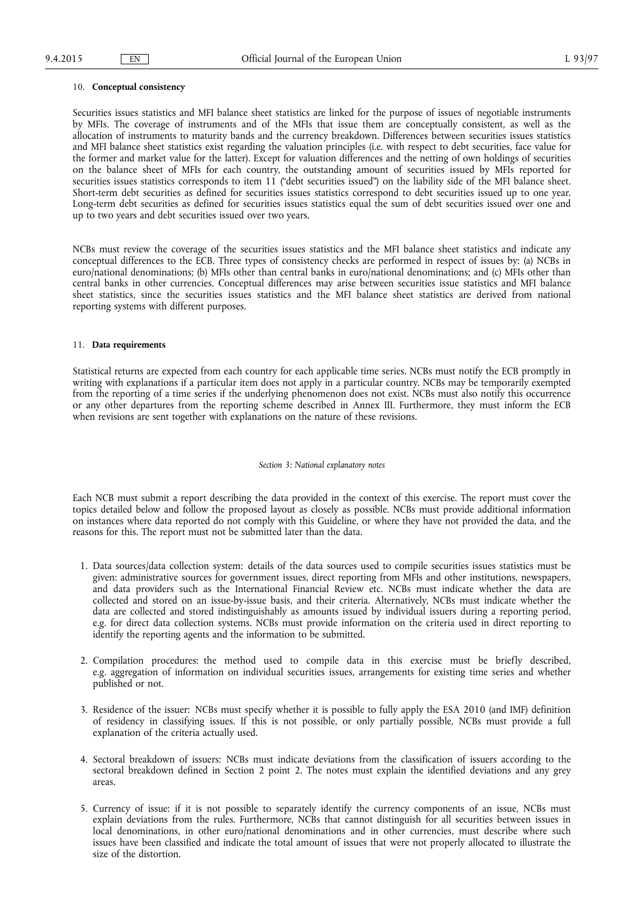10. **Conceptual consistency**

Securities issues statistics and MFI balance sheet statistics are linked for the purpose of issues of negotiable instruments by MFIs. The coverage of instruments and of the MFIs that issue them are conceptually consistent, as well as the allocation of instruments to maturity bands and the currency breakdown. Differences between securities issues statistics and MFI balance sheet statistics exist regarding the valuation principles (i.e. with respect to debt securities, face value for the former and market value for the latter). Except for valuation differences and the netting of own holdings of securities on the balance sheet of MFIs for each country, the outstanding amount of securities issued by MFIs reported for securities issues statistics corresponds to item 11 ("debt securities issued") on the liability side of the MFI balance sheet. Short-term debt securities as defined for securities issues statistics correspond to debt securities issued up to one year. Long-term debt securities as defined for securities issues statistics equal the sum of debt securities issued over one and up to two years and debt securities issued over two years.

NCBs must review the coverage of the securities issues statistics and the MFI balance sheet statistics and indicate any conceptual differences to the ECB. Three types of consistency checks are performed in respect of issues by: (a) NCBs in euro/national denominations; (b) MFIs other than central banks in euro/national denominations; and (c) MFIs other than central banks in other currencies. Conceptual differences may arise between securities issue statistics and MFI balance sheet statistics, since the securities issues statistics and the MFI balance sheet statistics are derived from national reporting systems with different purposes.

11. **Data requirements**

Statistical returns are expected from each country for each applicable time series. NCBs must notify the ECB promptly in writing with explanations if a particular item does not apply in a particular country. NCBs may be temporarily exempted from the reporting of a time series if the underlying phenomenon does not exist. NCBs must also notify this occurrence or any other departures from the reporting scheme described in Annex III. Furthermore, they must inform the ECB when revisions are sent together with explanations on the nature of these revisions.

*Section 3: National explanatory notes*

Each NCB must submit a report describing the data provided in the context of this exercise. The report must cover the topics detailed below and follow the proposed layout as closely as possible. NCBs must provide additional information on instances where data reported do not comply with this Guideline, or where they have not provided the data, and the reasons for this. The report must not be submitted later than the data.

1. Data sources/data collection system: details of the data sources used to compile securities issues statistics must be given: administrative sources for government issues, direct reporting from MFIs and other institutions, newspapers, and data providers such as the International Financial Review etc. NCBs must indicate whether the data are collected and stored on an issue-by-issue basis, and their criteria. Alternatively, NCBs must indicate whether the data are collected and stored indistinguishably as amounts issued by individual issuers during a reporting period, e.g. for direct data collection systems. NCBs must provide information on the criteria used in direct reporting to identify the reporting agents and the information to be submitted.

2. Compilation procedures: the method used to compile data in this exercise must be briefly described, e.g. aggregation of information on individual securities issues, arrangements for existing time series and whether published or not.

3. Residence of the issuer: NCBs must specify whether it is possible to fully apply the ESA 2010 (and IMF) definition of residency in classifying issues. If this is not possible, or only partially possible, NCBs must provide a full explanation of the criteria actually used.

4. Sectoral breakdown of issuers: NCBs must indicate deviations from the classification of issuers according to the sectoral breakdown defined in Section 2 point 2. The notes must explain the identified deviations and any grey areas.

5. Currency of issue: if it is not possible to separately identify the currency components of an issue, NCBs must explain deviations from the rules. Furthermore, NCBs that cannot distinguish for all securities between issues in local denominations, in other euro/national denominations and in other currencies, must describe where such issues have been classified and indicate the total amount of issues that were not properly allocated to illustrate the size of the distortion.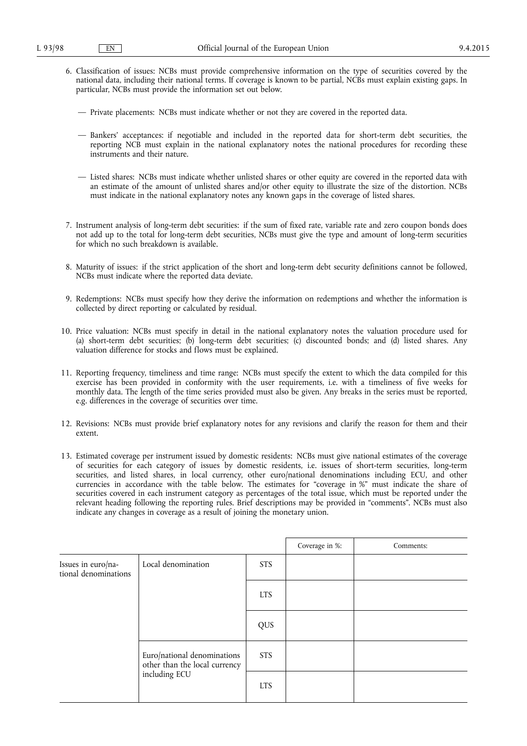6. Classification of issues: NCBs must provide comprehensive information on the type of securities covered by the national data, including their national terms. If coverage is known to be partial, NCBs must explain existing gaps. In particular, NCBs must provide the information set out below.

   — Private placements: NCBs must indicate whether or not they are covered in the reported data.

   — Bankers' acceptances: if negotiable and included in the reported data for short-term debt securities, the reporting NCB must explain in the national explanatory notes the national procedures for recording these instruments and their nature.

   — Listed shares: NCBs must indicate whether unlisted shares or other equity are covered in the reported data with an estimate of the amount of unlisted shares and/or other equity to illustrate the size of the distortion. NCBs must indicate in the national explanatory notes any known gaps in the coverage of listed shares.

7. Instrument analysis of long-term debt securities: if the sum of fixed rate, variable rate and zero coupon bonds does not add up to the total for long-term debt securities, NCBs must give the type and amount of long-term securities for which no such breakdown is available.

8. Maturity of issues: if the strict application of the short and long-term debt security definitions cannot be followed, NCBs must indicate where the reported data deviate.

9. Redemptions: NCBs must specify how they derive the information on redemptions and whether the information is collected by direct reporting or calculated by residual.

10. Price valuation: NCBs must specify in detail in the national explanatory notes the valuation procedure used for (a) short-term debt securities; (b) long-term debt securities; (c) discounted bonds; and (d) listed shares. Any valuation difference for stocks and flows must be explained.

11. Reporting frequency, timeliness and time range: NCBs must specify the extent to which the data compiled for this exercise has been provided in conformity with the user requirements, i.e. with a timeliness of five weeks for monthly data. The length of the time series provided must also be given. Any breaks in the series must be reported, e.g. differences in the coverage of securities over time.

12. Revisions: NCBs must provide brief explanatory notes for any revisions and clarify the reason for them and their extent.

13. Estimated coverage per instrument issued by domestic residents: NCBs must give national estimates of the coverage of securities for each category of issues by domestic residents, i.e. issues of short-term securities, long-term securities, and listed shares, in local currency, other euro/national denominations including ECU, and other currencies in accordance with the table below. The estimates for "coverage in %" must indicate the share of securities covered in each instrument category as percentages of the total issue, which must be reported under the relevant heading following the reporting rules. Brief descriptions may be provided in "comments". NCBs must also indicate any changes in coverage as a result of joining the monetary union.

| | | | Coverage in %: | Comments: |
|---|---|---|---|---|
| Issues in euro/national denominations | Local denomination | STS | | |
| | | LTS | | |
| | | QUS | | |
| | Euro/national denominations other than the local currency including ECU | STS | | |
| | | LTS | | |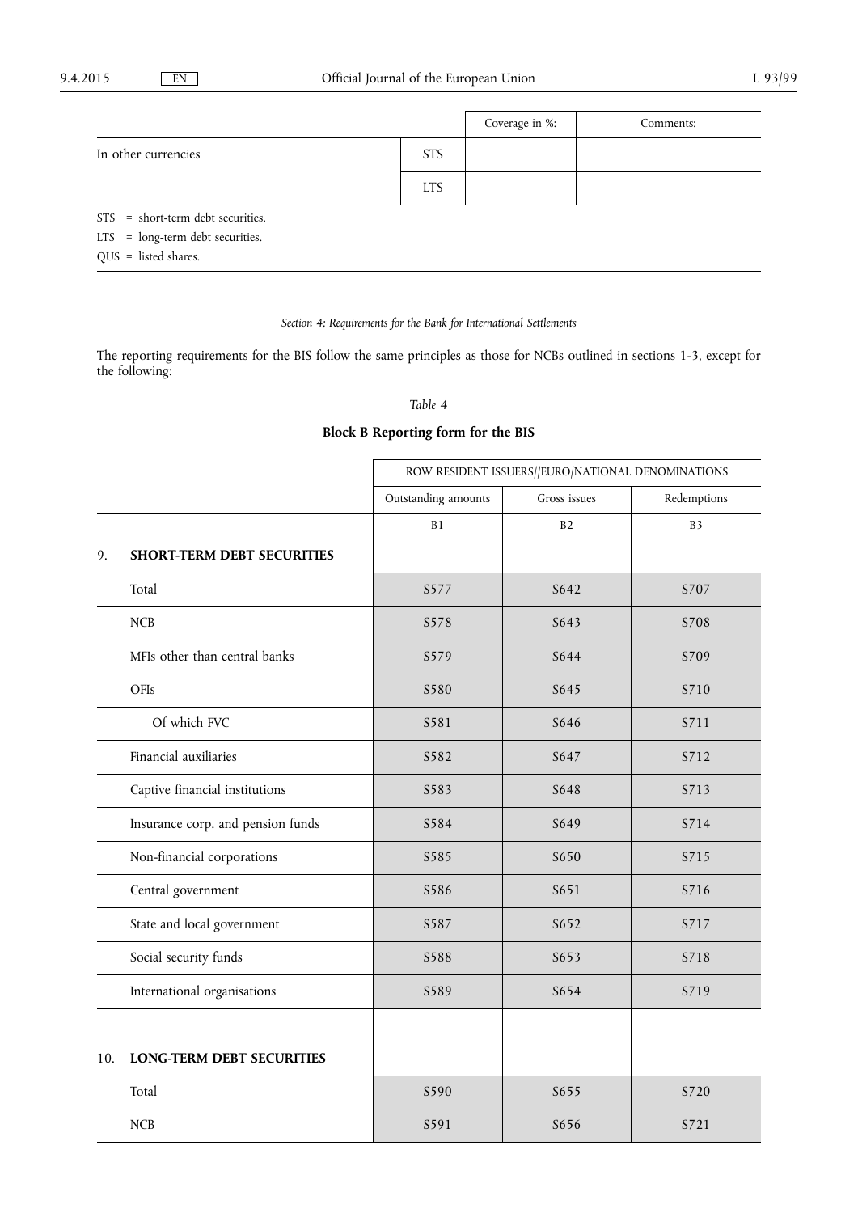| | | Coverage in %: | Comments: |
|---|---|---|---|
| In other currencies | STS | | |
| | LTS | | |

STS = short-term debt securities.

LTS = long-term debt securities.

QUS = listed shares.

*Section 4: Requirements for the Bank for International Settlements*

The reporting requirements for the BIS follow the same principles as those for NCBs outlined in sections 1-3, except for the following:

*Table 4*

**Block B Reporting form for the BIS**

| | ROW RESIDENT ISSUERS//EURO/NATIONAL DENOMINATIONS | | |
|---|---|---|---|
| | Outstanding amounts | Gross issues | Redemptions |
| | B1 | B2 | B3 |
| 9. **SHORT-TERM DEBT SECURITIES** | | | |
| Total | S577 | S642 | S707 |
| NCB | S578 | S643 | S708 |
| MFIs other than central banks | S579 | S644 | S709 |
| OFIs | S580 | S645 | S710 |
| Of which FVC | S581 | S646 | S711 |
| Financial auxiliaries | S582 | S647 | S712 |
| Captive financial institutions | S583 | S648 | S713 |
| Insurance corp. and pension funds | S584 | S649 | S714 |
| Non-financial corporations | S585 | S650 | S715 |
| Central government | S586 | S651 | S716 |
| State and local government | S587 | S652 | S717 |
| Social security funds | S588 | S653 | S718 |
| International organisations | S589 | S654 | S719 |
| | | | |
| 10. **LONG-TERM DEBT SECURITIES** | | | |
| Total | S590 | S655 | S720 |
| NCB | S591 | S656 | S721 |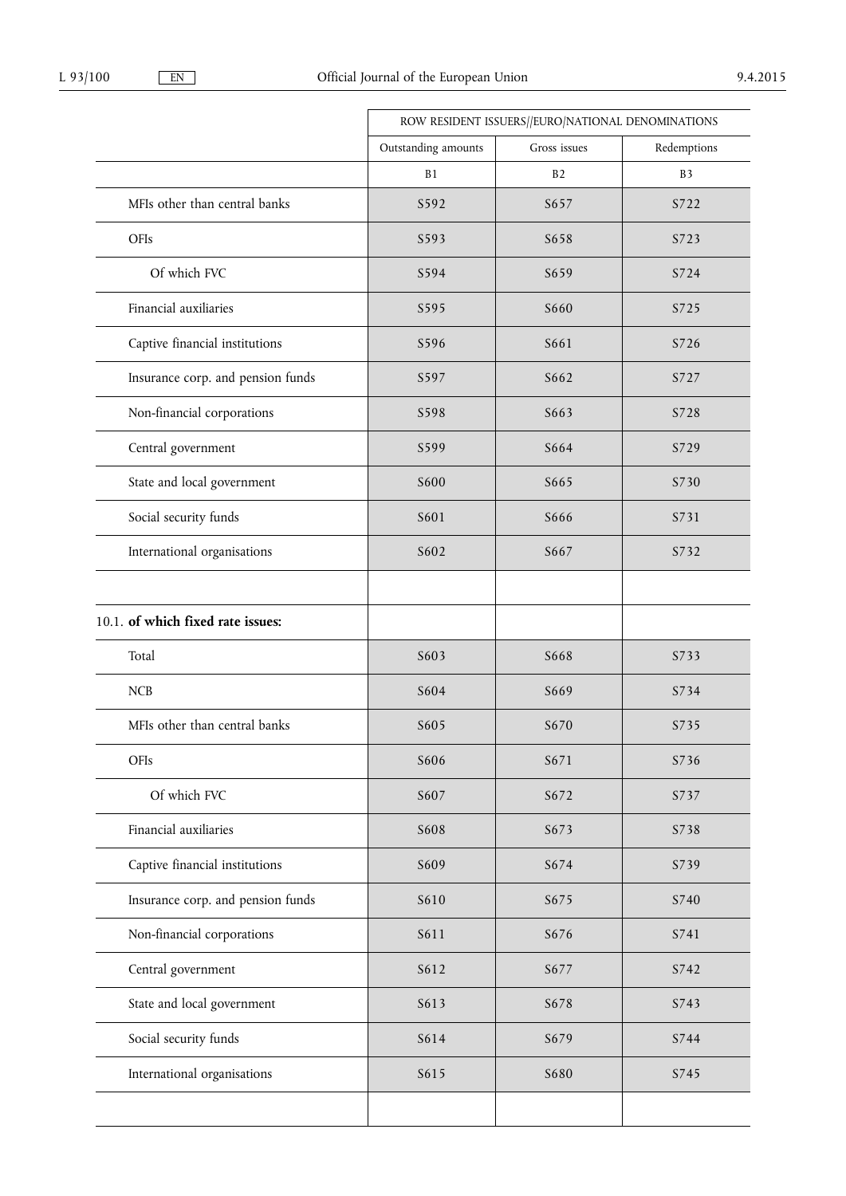| | ROW RESIDENT ISSUERS//EURO/NATIONAL DENOMINATIONS | | |
|---|---|---|---|
| | Outstanding amounts | Gross issues | Redemptions |
| | B1 | B2 | B3 |
| MFIs other than central banks | S592 | S657 | S722 |
| OFIs | S593 | S658 | S723 |
| Of which FVC | S594 | S659 | S724 |
| Financial auxiliaries | S595 | S660 | S725 |
| Captive financial institutions | S596 | S661 | S726 |
| Insurance corp. and pension funds | S597 | S662 | S727 |
| Non-financial corporations | S598 | S663 | S728 |
| Central government | S599 | S664 | S729 |
| State and local government | S600 | S665 | S730 |
| Social security funds | S601 | S666 | S731 |
| International organisations | S602 | S667 | S732 |
| | | | |
| 10.1. **of which fixed rate issues:** | | | |
| Total | S603 | S668 | S733 |
| NCB | S604 | S669 | S734 |
| MFIs other than central banks | S605 | S670 | S735 |
| OFIs | S606 | S671 | S736 |
| Of which FVC | S607 | S672 | S737 |
| Financial auxiliaries | S608 | S673 | S738 |
| Captive financial institutions | S609 | S674 | S739 |
| Insurance corp. and pension funds | S610 | S675 | S740 |
| Non-financial corporations | S611 | S676 | S741 |
| Central government | S612 | S677 | S742 |
| State and local government | S613 | S678 | S743 |
| Social security funds | S614 | S679 | S744 |
| International organisations | S615 | S680 | S745 |
| | | | |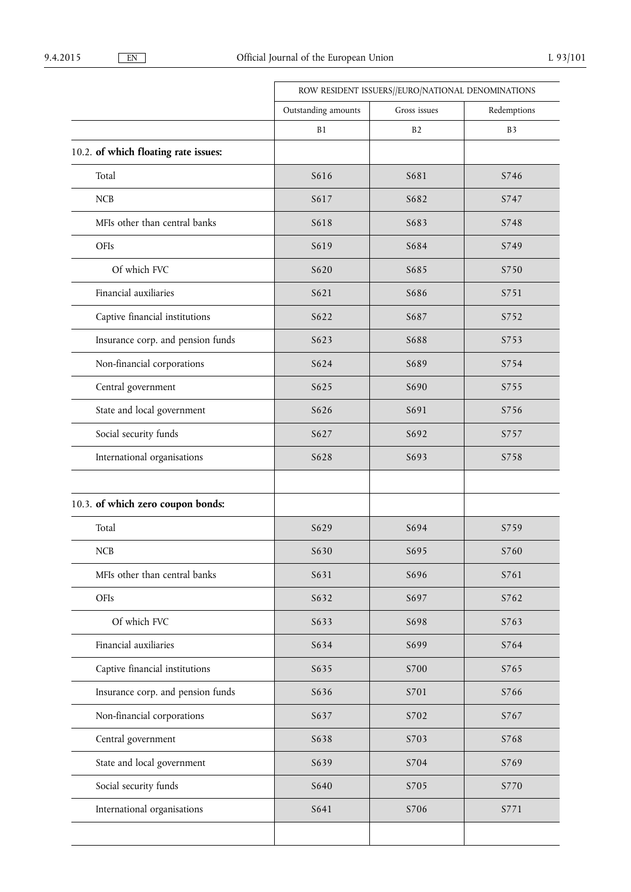| | ROW RESIDENT ISSUERS//EURO/NATIONAL DENOMINATIONS | | |
|---|---|---|---|
| | Outstanding amounts | Gross issues | Redemptions |
| | B1 | B2 | B3 |
| 10.2. **of which floating rate issues:** | | | |
| Total | S616 | S681 | S746 |
| NCB | S617 | S682 | S747 |
| MFIs other than central banks | S618 | S683 | S748 |
| OFIs | S619 | S684 | S749 |
| Of which FVC | S620 | S685 | S750 |
| Financial auxiliaries | S621 | S686 | S751 |
| Captive financial institutions | S622 | S687 | S752 |
| Insurance corp. and pension funds | S623 | S688 | S753 |
| Non-financial corporations | S624 | S689 | S754 |
| Central government | S625 | S690 | S755 |
| State and local government | S626 | S691 | S756 |
| Social security funds | S627 | S692 | S757 |
| International organisations | S628 | S693 | S758 |
| | | | |
| 10.3. **of which zero coupon bonds:** | | | |
| Total | S629 | S694 | S759 |
| NCB | S630 | S695 | S760 |
| MFIs other than central banks | S631 | S696 | S761 |
| OFIs | S632 | S697 | S762 |
| Of which FVC | S633 | S698 | S763 |
| Financial auxiliaries | S634 | S699 | S764 |
| Captive financial institutions | S635 | S700 | S765 |
| Insurance corp. and pension funds | S636 | S701 | S766 |
| Non-financial corporations | S637 | S702 | S767 |
| Central government | S638 | S703 | S768 |
| State and local government | S639 | S704 | S769 |
| Social security funds | S640 | S705 | S770 |
| International organisations | S641 | S706 | S771 |
| | | | |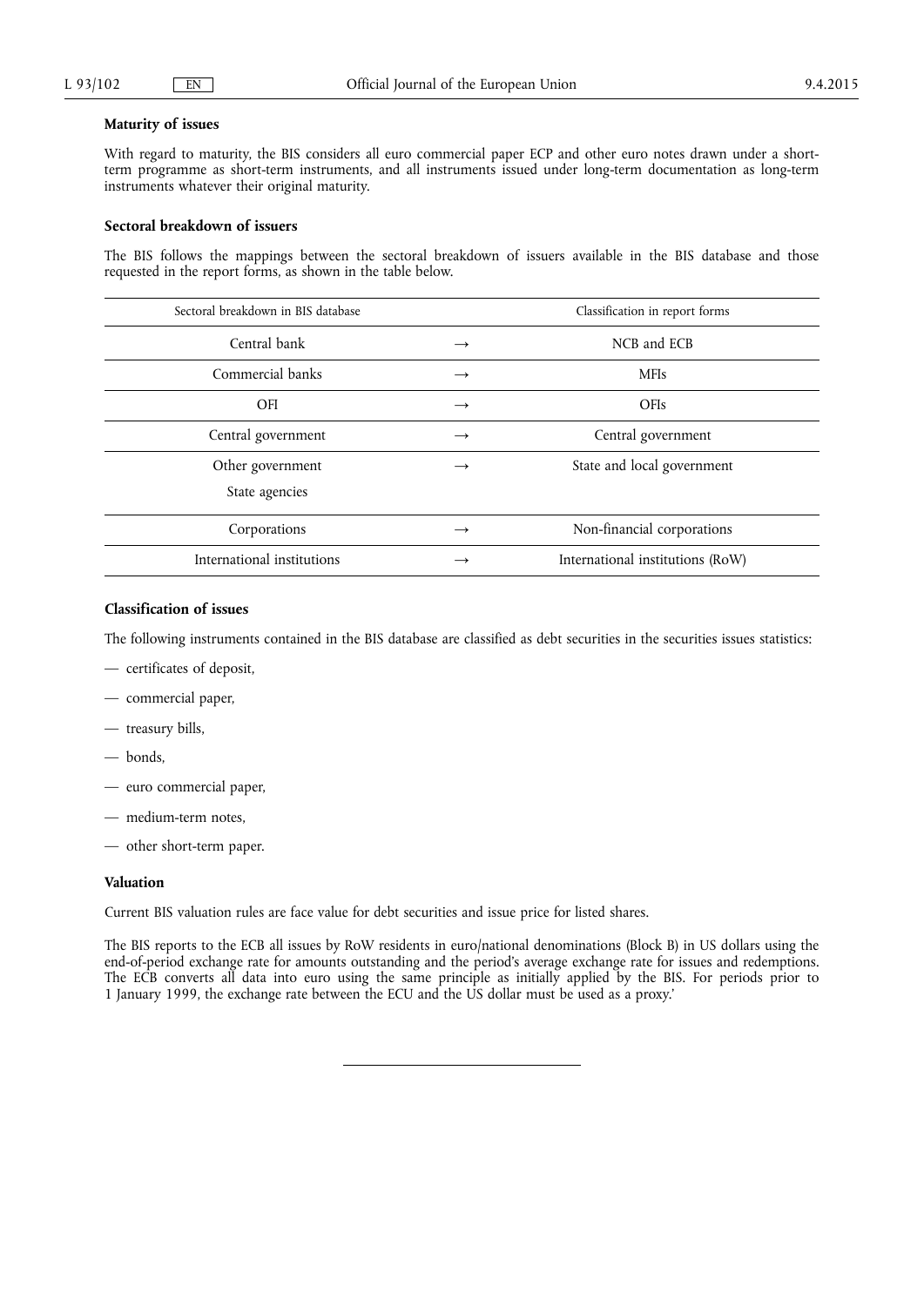**Maturity of issues**

With regard to maturity, the BIS considers all euro commercial paper ECP and other euro notes drawn under a short-term programme as short-term instruments, and all instruments issued under long-term documentation as long-term instruments whatever their original maturity.

**Sectoral breakdown of issuers**

The BIS follows the mappings between the sectoral breakdown of issuers available in the BIS database and those requested in the report forms, as shown in the table below.

| Sectoral breakdown in BIS database | | Classification in report forms |
|---|---|---|
| Central bank | → | NCB and ECB |
| Commercial banks | → | MFIs |
| OFI | → | OFIs |
| Central government | → | Central government |
| Other government<br>State agencies | → | State and local government |
| Corporations | → | Non-financial corporations |
| International institutions | → | International institutions (RoW) |

**Classification of issues**

The following instruments contained in the BIS database are classified as debt securities in the securities issues statistics:

— certificates of deposit,

— commercial paper,

— treasury bills,

— bonds,

— euro commercial paper,

— medium-term notes,

— other short-term paper.

**Valuation**

Current BIS valuation rules are face value for debt securities and issue price for listed shares.

The BIS reports to the ECB all issues by RoW residents in euro/national denominations (Block B) in US dollars using the end-of-period exchange rate for amounts outstanding and the period's average exchange rate for issues and redemptions. The ECB converts all data into euro using the same principle as initially applied by the BIS. For periods prior to 1 January 1999, the exchange rate between the ECU and the US dollar must be used as a proxy.'